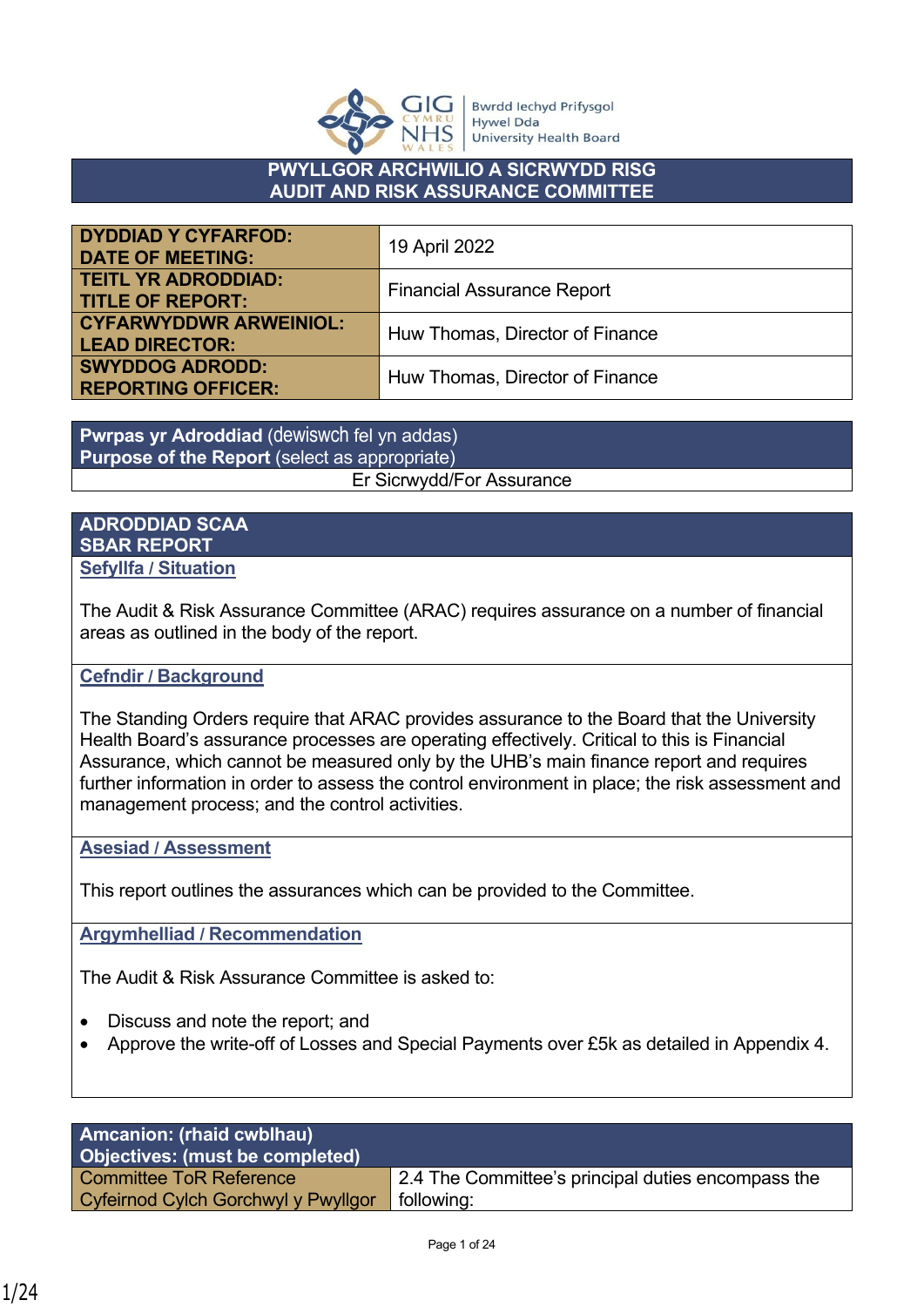GIG CYMRU NHS WALES | Bwrdd Iechyd Prifysgol Hywel Dda University Health Board

# PWYLLGOR ARCHWILIO A SICRWYDD RISG
# AUDIT AND RISK ASSURANCE COMMITTEE

| | |
|---|---|
| **DYDDIAD Y CYFARFOD: DATE OF MEETING:** | 19 April 2022 |
| **TEITL YR ADRODDIAD: TITLE OF REPORT:** | Financial Assurance Report |
| **CYFARWYDDWR ARWEINIOL: LEAD DIRECTOR:** | Huw Thomas, Director of Finance |
| **SWYDDOG ADRODD: REPORTING OFFICER:** | Huw Thomas, Director of Finance |

| **Pwrpas yr Adroddiad** (dewiswch fel yn addas) **Purpose of the Report** (select as appropriate) |
|---|
| Er Sicrwydd/For Assurance |

## ADRODDIAD SCAA
## SBAR REPORT

### Sefyllfa / Situation

The Audit & Risk Assurance Committee (ARAC) requires assurance on a number of financial areas as outlined in the body of the report.

### Cefndir / Background

The Standing Orders require that ARAC provides assurance to the Board that the University Health Board's assurance processes are operating effectively. Critical to this is Financial Assurance, which cannot be measured only by the UHB's main finance report and requires further information in order to assess the control environment in place; the risk assessment and management process; and the control activities.

### Asesiad / Assessment

This report outlines the assurances which can be provided to the Committee.

### Argymhelliad / Recommendation

The Audit & Risk Assurance Committee is asked to:

- Discuss and note the report; and
- Approve the write-off of Losses and Special Payments over £5k as detailed in Appendix 4.

| **Amcanion: (rhaid cwblhau) Objectives: (must be completed)** | |
|---|---|
| Committee ToR Reference Cyfeirnod Cylch Gorchwyl y Pwyllgor | 2.4 The Committee's principal duties encompass the following: |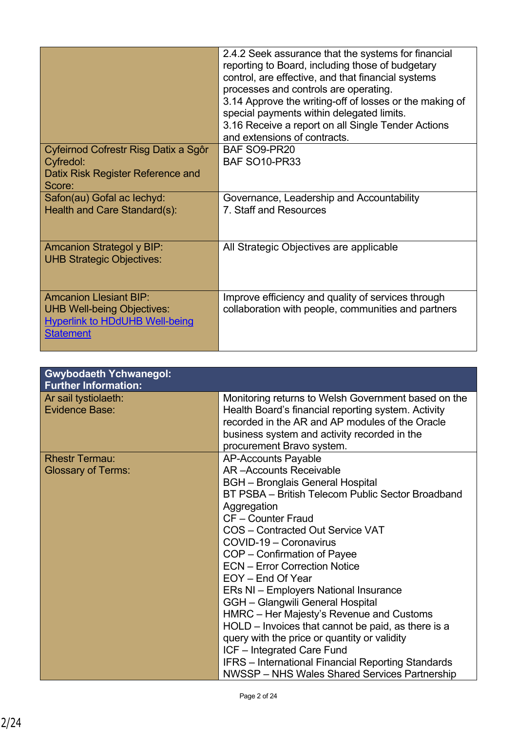| | |
|---|---|
| | 2.4.2 Seek assurance that the systems for financial reporting to Board, including those of budgetary control, are effective, and that financial systems processes and controls are operating.<br>3.14 Approve the writing-off of losses or the making of special payments within delegated limits.<br>3.16 Receive a report on all Single Tender Actions and extensions of contracts. |
| Cyfeirnod Cofrestr Risg Datix a Sgôr Cyfredol:<br>Datix Risk Register Reference and Score: | BAF SO9-PR20<br>BAF SO10-PR33 |
| Safon(au) Gofal ac Iechyd:<br>Health and Care Standard(s): | Governance, Leadership and Accountability<br>7. Staff and Resources |
| Amcanion Strategol y BIP:<br>UHB Strategic Objectives: | All Strategic Objectives are applicable |
| Amcanion Llesiant BIP:<br>UHB Well-being Objectives:<br>[Hyperlink to HDdUHB Well-being Statement] | Improve efficiency and quality of services through collaboration with people, communities and partners |

| **Gwybodaeth Ychwanegol:<br>Further Information:** | |
|---|---|
| Ar sail tystiolaeth:<br>Evidence Base: | Monitoring returns to Welsh Government based on the Health Board's financial reporting system. Activity recorded in the AR and AP modules of the Oracle business system and activity recorded in the procurement Bravo system. |
| Rhestr Termau:<br>Glossary of Terms: | AP-Accounts Payable<br>AR –Accounts Receivable<br>BGH – Bronglais General Hospital<br>BT PSBA – British Telecom Public Sector Broadband Aggregation<br>CF – Counter Fraud<br>COS – Contracted Out Service VAT<br>COVID-19 – Coronavirus<br>COP – Confirmation of Payee<br>ECN – Error Correction Notice<br>EOY – End Of Year<br>ERs NI – Employers National Insurance<br>GGH – Glangwili General Hospital<br>HMRC – Her Majesty's Revenue and Customs<br>HOLD – Invoices that cannot be paid, as there is a query with the price or quantity or validity<br>ICF – Integrated Care Fund<br>IFRS – International Financial Reporting Standards<br>NWSSP – NHS Wales Shared Services Partnership |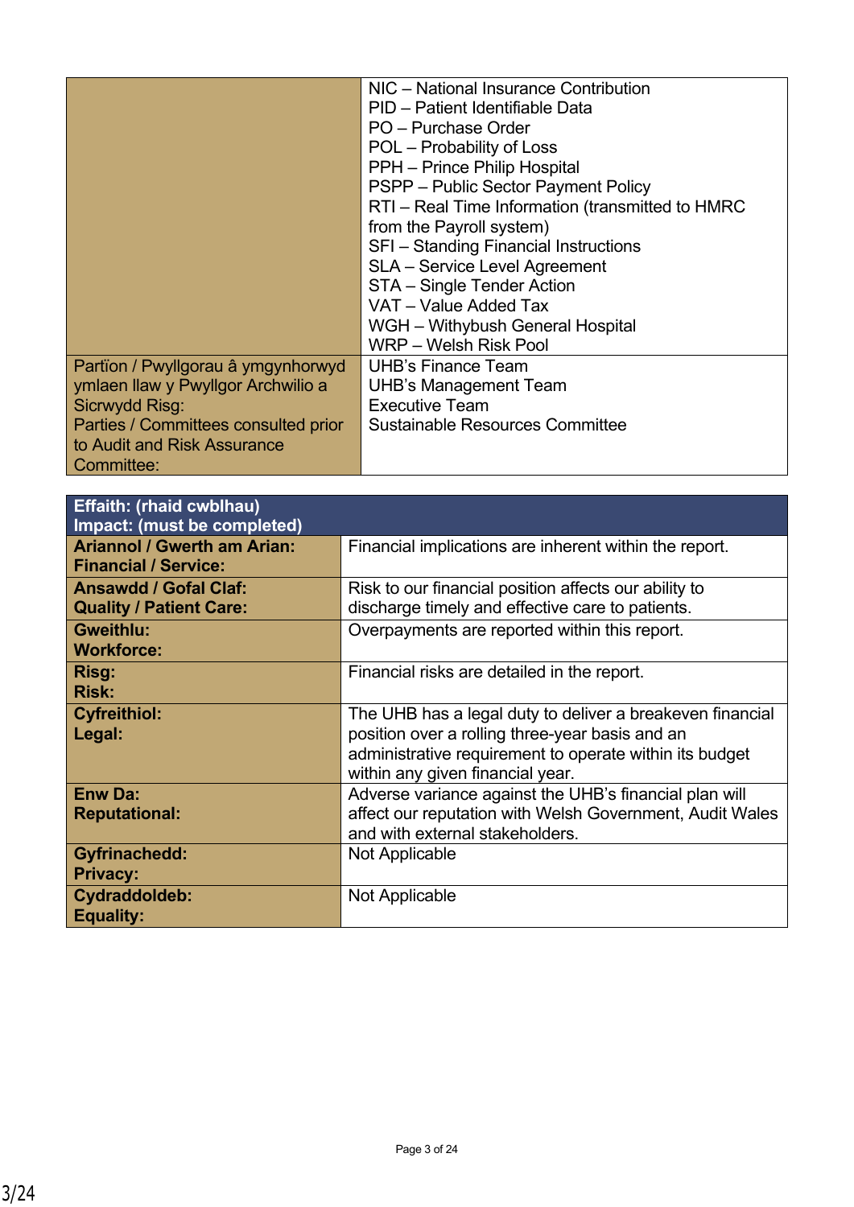| | |
|---|---|
| | NIC – National Insurance Contribution<br>PID – Patient Identifiable Data<br>PO – Purchase Order<br>POL – Probability of Loss<br>PPH – Prince Philip Hospital<br>PSPP – Public Sector Payment Policy<br>RTI – Real Time Information (transmitted to HMRC from the Payroll system)<br>SFI – Standing Financial Instructions<br>SLA – Service Level Agreement<br>STA – Single Tender Action<br>VAT – Value Added Tax<br>WGH – Withybush General Hospital<br>WRP – Welsh Risk Pool |
| Partïon / Pwyllgorau â ymgynhorwyd ymlaen llaw y Pwyllgor Archwilio a Sicrwydd Risg:<br>Parties / Committees consulted prior to Audit and Risk Assurance Committee: | UHB's Finance Team<br>UHB's Management Team<br>Executive Team<br>Sustainable Resources Committee |

| **Effaith: (rhaid cwblhau)**<br>**Impact: (must be completed)** | |
|---|---|
| **Ariannol / Gwerth am Arian:**<br>**Financial / Service:** | Financial implications are inherent within the report. |
| **Ansawdd / Gofal Claf:**<br>**Quality / Patient Care:** | Risk to our financial position affects our ability to discharge timely and effective care to patients. |
| **Gweithlu:**<br>**Workforce:** | Overpayments are reported within this report. |
| **Risg:**<br>**Risk:** | Financial risks are detailed in the report. |
| **Cyfreithiol:**<br>**Legal:** | The UHB has a legal duty to deliver a breakeven financial position over a rolling three-year basis and an administrative requirement to operate within its budget within any given financial year. |
| **Enw Da:**<br>**Reputational:** | Adverse variance against the UHB's financial plan will affect our reputation with Welsh Government, Audit Wales and with external stakeholders. |
| **Gyfrinachedd:**<br>**Privacy:** | Not Applicable |
| **Cydraddoldeb:**<br>**Equality:** | Not Applicable |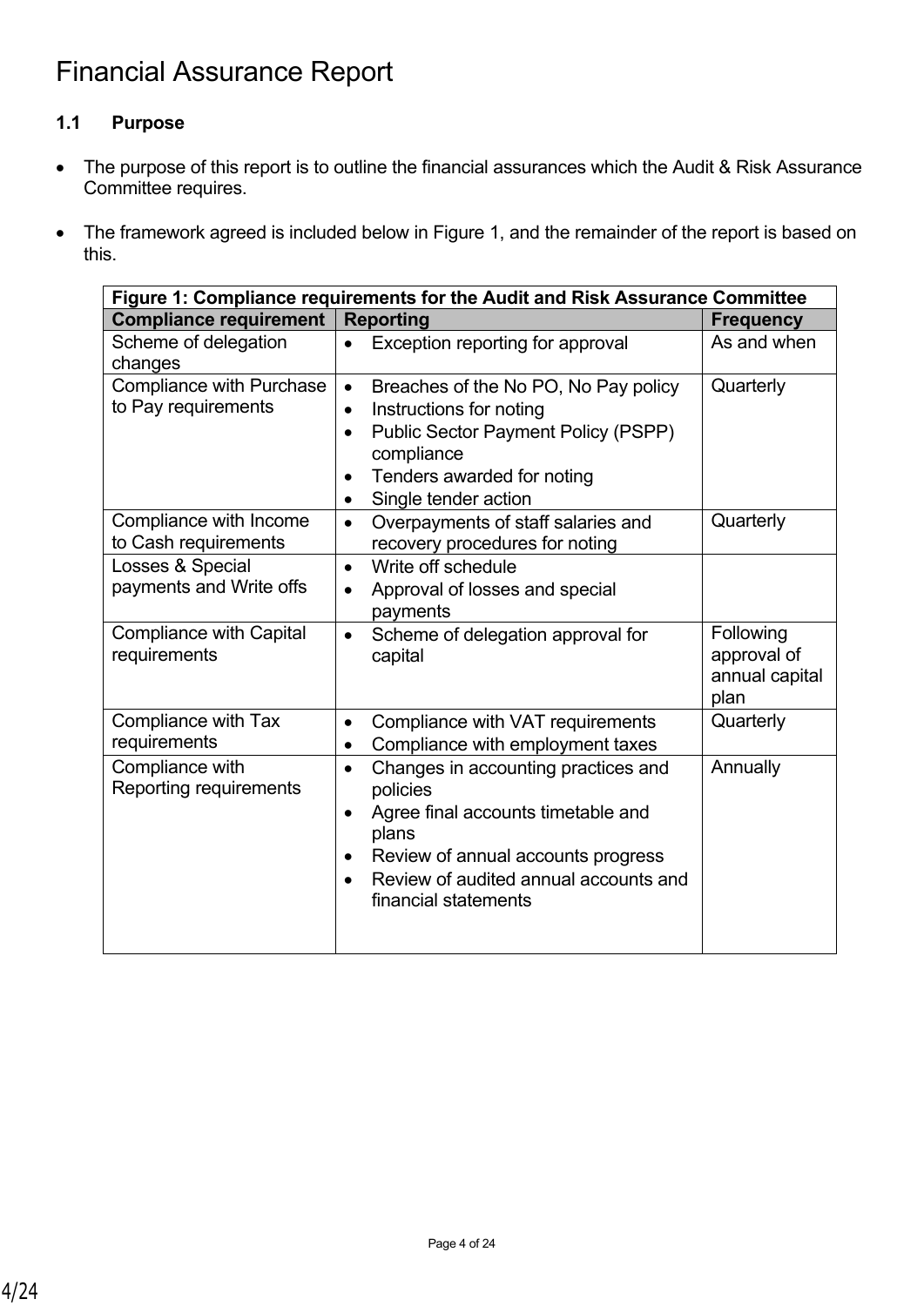# Financial Assurance Report

### 1.1 Purpose

- The purpose of this report is to outline the financial assurances which the Audit & Risk Assurance Committee requires.

- The framework agreed is included below in Figure 1, and the remainder of the report is based on this.

| **Figure 1: Compliance requirements for the Audit and Risk Assurance Committee** | | |
|---|---|---|
| **Compliance requirement** | **Reporting** | **Frequency** |
| Scheme of delegation changes | • Exception reporting for approval | As and when |
| Compliance with Purchase to Pay requirements | • Breaches of the No PO, No Pay policy<br>• Instructions for noting<br>• Public Sector Payment Policy (PSPP) compliance<br>• Tenders awarded for noting<br>• Single tender action | Quarterly |
| Compliance with Income to Cash requirements | • Overpayments of staff salaries and recovery procedures for noting | Quarterly |
| Losses & Special payments and Write offs | • Write off schedule<br>• Approval of losses and special payments | |
| Compliance with Capital requirements | • Scheme of delegation approval for capital | Following approval of annual capital plan |
| Compliance with Tax requirements | • Compliance with VAT requirements<br>• Compliance with employment taxes | Quarterly |
| Compliance with Reporting requirements | • Changes in accounting practices and policies<br>• Agree final accounts timetable and plans<br>• Review of annual accounts progress<br>• Review of audited annual accounts and financial statements | Annually |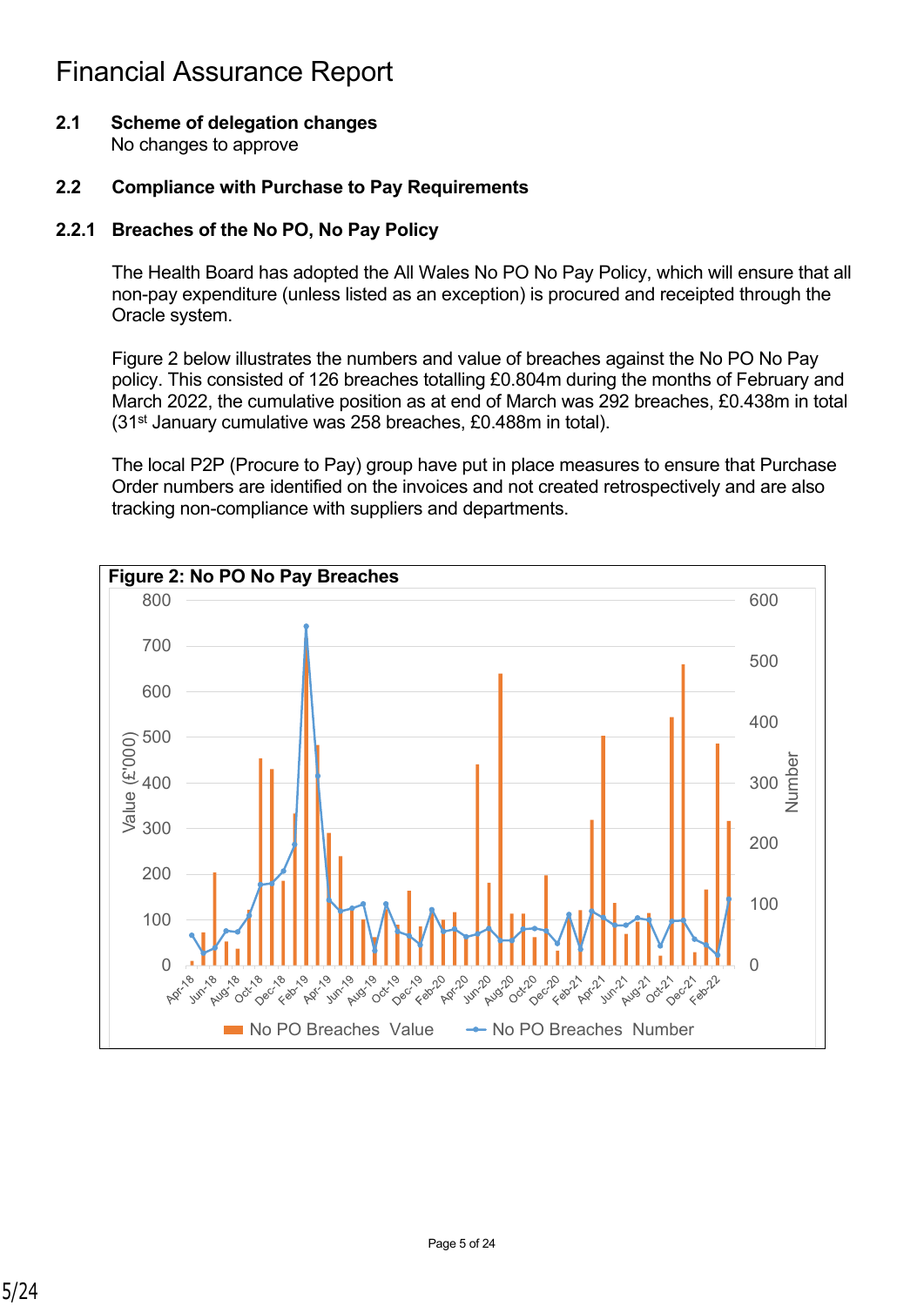# Financial Assurance Report

**2.1 Scheme of delegation changes**
No changes to approve

**2.2 Compliance with Purchase to Pay Requirements**

**2.2.1 Breaches of the No PO, No Pay Policy**

The Health Board has adopted the All Wales No PO No Pay Policy, which will ensure that all non-pay expenditure (unless listed as an exception) is procured and receipted through the Oracle system.

Figure 2 below illustrates the numbers and value of breaches against the No PO No Pay policy. This consisted of 126 breaches totalling £0.804m during the months of February and March 2022, the cumulative position as at end of March was 292 breaches, £0.438m in total (31st January cumulative was 258 breaches, £0.488m in total).

The local P2P (Procure to Pay) group have put in place measures to ensure that Purchase Order numbers are identified on the invoices and not created retrospectively and are also tracking non-compliance with suppliers and departments.

**Figure 2: No PO No Pay Breaches**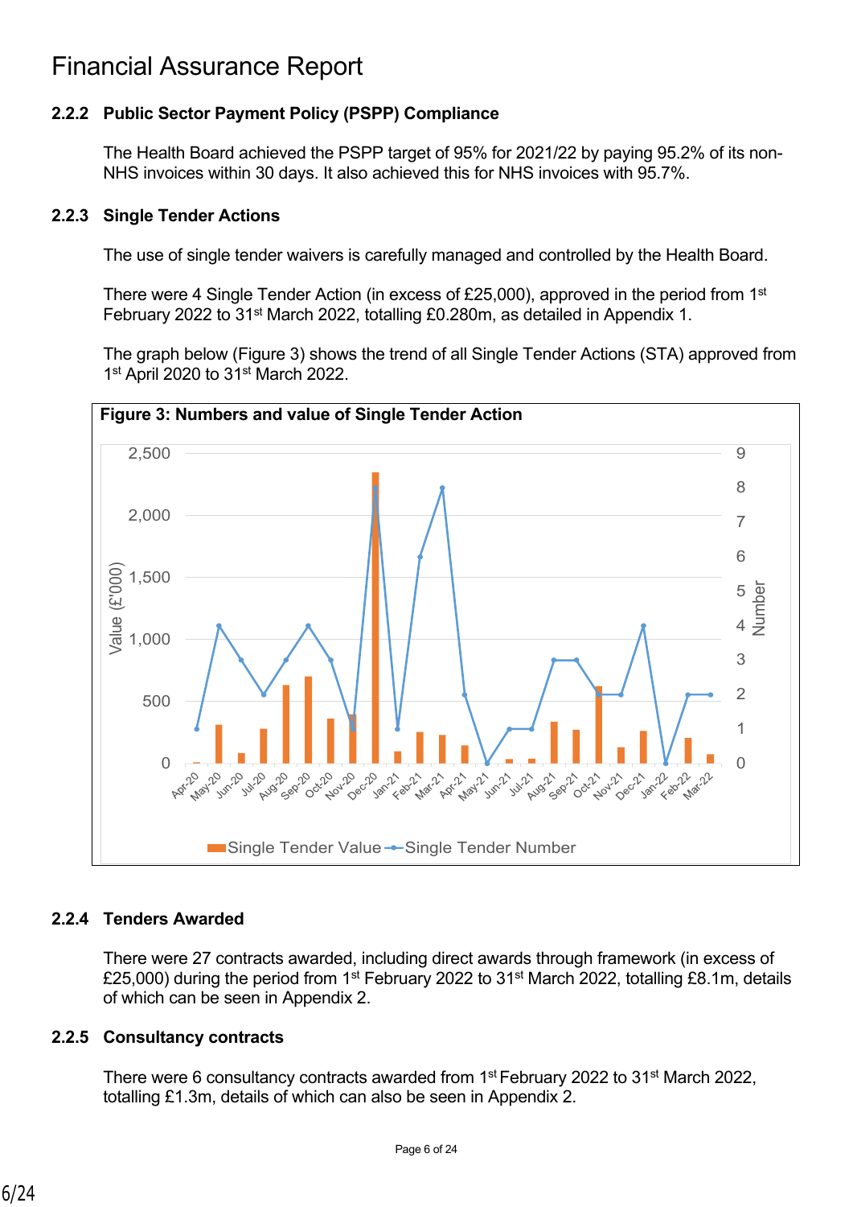# Financial Assurance Report

### 2.2.2 Public Sector Payment Policy (PSPP) Compliance

The Health Board achieved the PSPP target of 95% for 2021/22 by paying 95.2% of its non-NHS invoices within 30 days. It also achieved this for NHS invoices with 95.7%.

### 2.2.3 Single Tender Actions

The use of single tender waivers is carefully managed and controlled by the Health Board.

There were 4 Single Tender Action (in excess of £25,000), approved in the period from 1st February 2022 to 31st March 2022, totalling £0.280m, as detailed in Appendix 1.

The graph below (Figure 3) shows the trend of all Single Tender Actions (STA) approved from 1st April 2020 to 31st March 2022.

**Figure 3: Numbers and value of Single Tender Action**

### 2.2.4 Tenders Awarded

There were 27 contracts awarded, including direct awards through framework (in excess of £25,000) during the period from 1st February 2022 to 31st March 2022, totalling £8.1m, details of which can be seen in Appendix 2.

### 2.2.5 Consultancy contracts

There were 6 consultancy contracts awarded from 1st February 2022 to 31st March 2022, totalling £1.3m, details of which can also be seen in Appendix 2.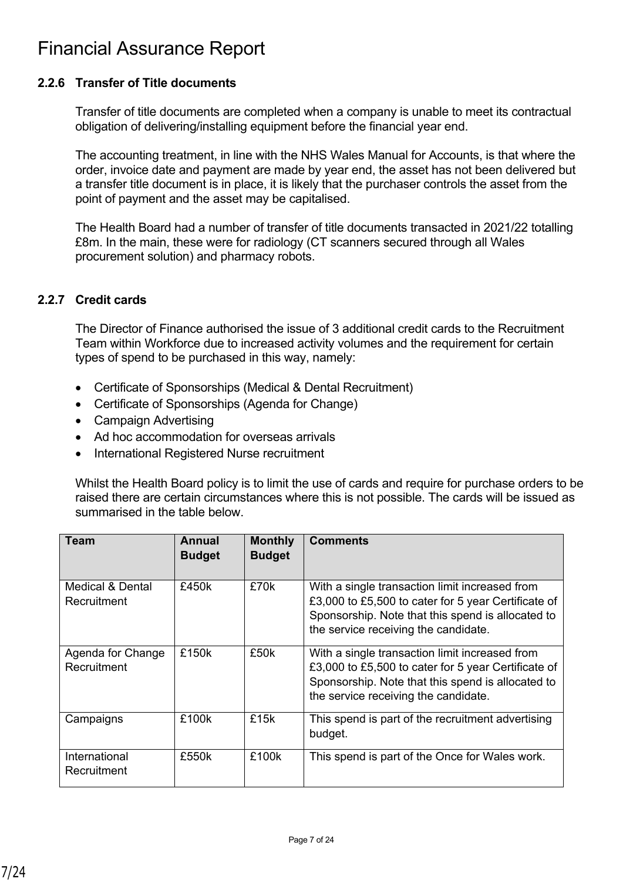# Financial Assurance Report

### 2.2.6 Transfer of Title documents

Transfer of title documents are completed when a company is unable to meet its contractual obligation of delivering/installing equipment before the financial year end.

The accounting treatment, in line with the NHS Wales Manual for Accounts, is that where the order, invoice date and payment are made by year end, the asset has not been delivered but a transfer title document is in place, it is likely that the purchaser controls the asset from the point of payment and the asset may be capitalised.

The Health Board had a number of transfer of title documents transacted in 2021/22 totalling £8m. In the main, these were for radiology (CT scanners secured through all Wales procurement solution) and pharmacy robots.

### 2.2.7 Credit cards

The Director of Finance authorised the issue of 3 additional credit cards to the Recruitment Team within Workforce due to increased activity volumes and the requirement for certain types of spend to be purchased in this way, namely:

- Certificate of Sponsorships (Medical & Dental Recruitment)
- Certificate of Sponsorships (Agenda for Change)
- Campaign Advertising
- Ad hoc accommodation for overseas arrivals
- International Registered Nurse recruitment

Whilst the Health Board policy is to limit the use of cards and require for purchase orders to be raised there are certain circumstances where this is not possible. The cards will be issued as summarised in the table below.

| Team | Annual Budget | Monthly Budget | Comments |
|---|---|---|---|
| Medical & Dental Recruitment | £450k | £70k | With a single transaction limit increased from £3,000 to £5,500 to cater for 5 year Certificate of Sponsorship. Note that this spend is allocated to the service receiving the candidate. |
| Agenda for Change Recruitment | £150k | £50k | With a single transaction limit increased from £3,000 to £5,500 to cater for 5 year Certificate of Sponsorship. Note that this spend is allocated to the service receiving the candidate. |
| Campaigns | £100k | £15k | This spend is part of the recruitment advertising budget. |
| International Recruitment | £550k | £100k | This spend is part of the Once for Wales work. |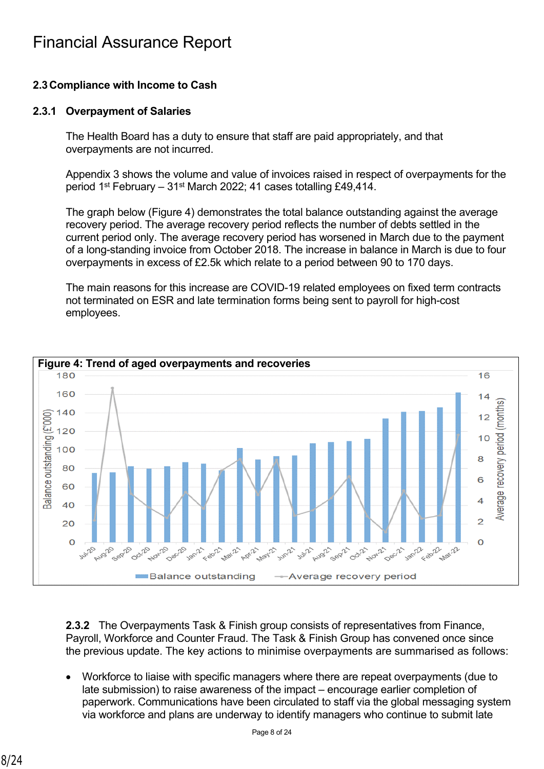# Financial Assurance Report

### 2.3 Compliance with Income to Cash

#### 2.3.1 Overpayment of Salaries

The Health Board has a duty to ensure that staff are paid appropriately, and that overpayments are not incurred.

Appendix 3 shows the volume and value of invoices raised in respect of overpayments for the period 1st February – 31st March 2022; 41 cases totalling £49,414.

The graph below (Figure 4) demonstrates the total balance outstanding against the average recovery period. The average recovery period reflects the number of debts settled in the current period only. The average recovery period has worsened in March due to the payment of a long-standing invoice from October 2018. The increase in balance in March is due to four overpayments in excess of £2.5k which relate to a period between 90 to 170 days.

The main reasons for this increase are COVID-19 related employees on fixed term contracts not terminated on ESR and late termination forms being sent to payroll for high-cost employees.

**Figure 4: Trend of aged overpayments and recoveries**

**2.3.2** The Overpayments Task & Finish group consists of representatives from Finance, Payroll, Workforce and Counter Fraud. The Task & Finish Group has convened once since the previous update. The key actions to minimise overpayments are summarised as follows:

- Workforce to liaise with specific managers where there are repeat overpayments (due to late submission) to raise awareness of the impact – encourage earlier completion of paperwork. Communications have been circulated to staff via the global messaging system via workforce and plans are underway to identify managers who continue to submit late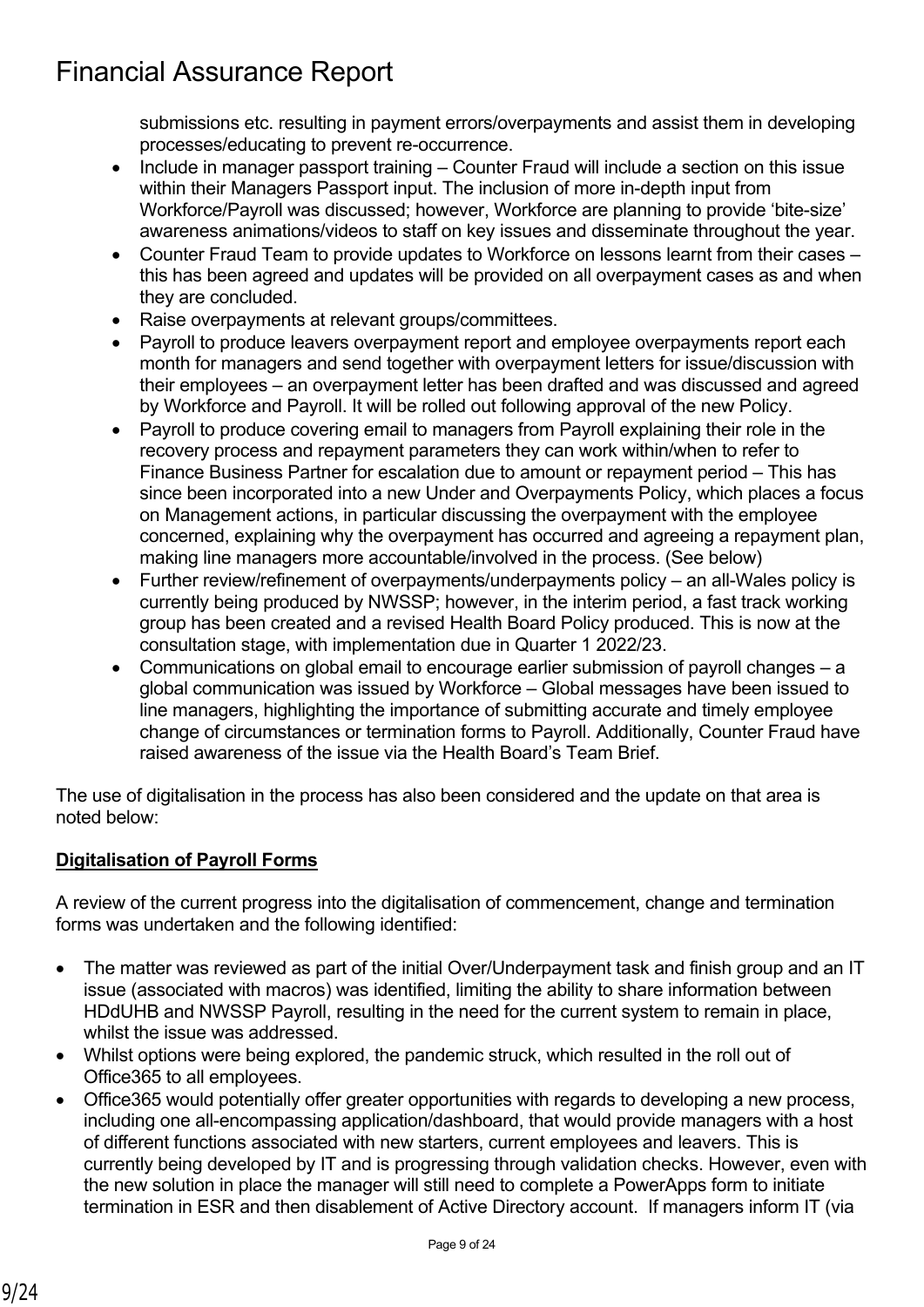submissions etc. resulting in payment errors/overpayments and assist them in developing processes/educating to prevent re-occurrence.

- Include in manager passport training – Counter Fraud will include a section on this issue within their Managers Passport input. The inclusion of more in-depth input from Workforce/Payroll was discussed; however, Workforce are planning to provide 'bite-size' awareness animations/videos to staff on key issues and disseminate throughout the year.
- Counter Fraud Team to provide updates to Workforce on lessons learnt from their cases – this has been agreed and updates will be provided on all overpayment cases as and when they are concluded.
- Raise overpayments at relevant groups/committees.
- Payroll to produce leavers overpayment report and employee overpayments report each month for managers and send together with overpayment letters for issue/discussion with their employees – an overpayment letter has been drafted and was discussed and agreed by Workforce and Payroll. It will be rolled out following approval of the new Policy.
- Payroll to produce covering email to managers from Payroll explaining their role in the recovery process and repayment parameters they can work within/when to refer to Finance Business Partner for escalation due to amount or repayment period – This has since been incorporated into a new Under and Overpayments Policy, which places a focus on Management actions, in particular discussing the overpayment with the employee concerned, explaining why the overpayment has occurred and agreeing a repayment plan, making line managers more accountable/involved in the process. (See below)
- Further review/refinement of overpayments/underpayments policy – an all-Wales policy is currently being produced by NWSSP; however, in the interim period, a fast track working group has been created and a revised Health Board Policy produced. This is now at the consultation stage, with implementation due in Quarter 1 2022/23.
- Communications on global email to encourage earlier submission of payroll changes – a global communication was issued by Workforce – Global messages have been issued to line managers, highlighting the importance of submitting accurate and timely employee change of circumstances or termination forms to Payroll. Additionally, Counter Fraud have raised awareness of the issue via the Health Board's Team Brief.

The use of digitalisation in the process has also been considered and the update on that area is noted below:

**<u>Digitalisation of Payroll Forms</u>**

A review of the current progress into the digitalisation of commencement, change and termination forms was undertaken and the following identified:

- The matter was reviewed as part of the initial Over/Underpayment task and finish group and an IT issue (associated with macros) was identified, limiting the ability to share information between HDdUHB and NWSSP Payroll, resulting in the need for the current system to remain in place, whilst the issue was addressed.
- Whilst options were being explored, the pandemic struck, which resulted in the roll out of Office365 to all employees.
- Office365 would potentially offer greater opportunities with regards to developing a new process, including one all-encompassing application/dashboard, that would provide managers with a host of different functions associated with new starters, current employees and leavers. This is currently being developed by IT and is progressing through validation checks. However, even with the new solution in place the manager will still need to complete a PowerApps form to initiate termination in ESR and then disablement of Active Directory account. If managers inform IT (via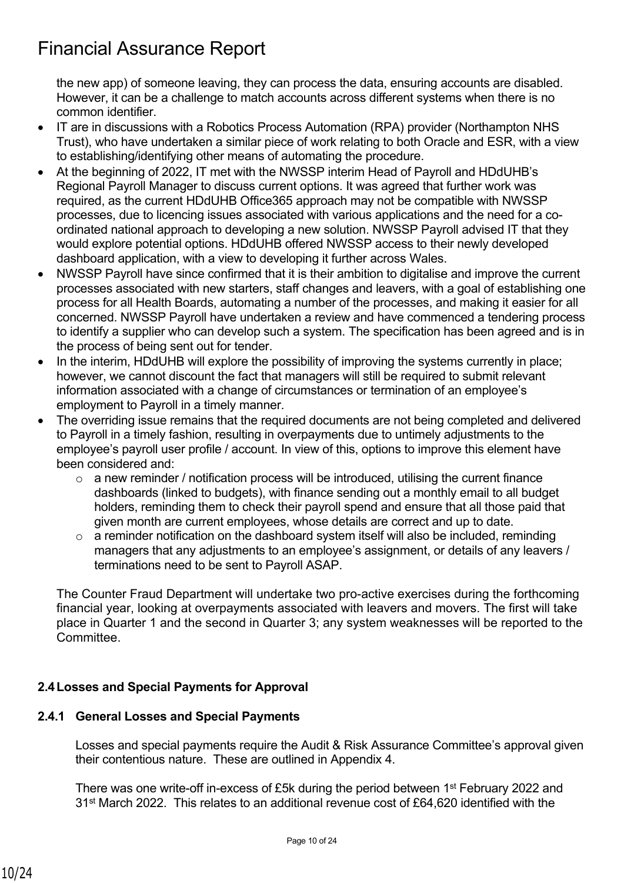the new app) of someone leaving, they can process the data, ensuring accounts are disabled. However, it can be a challenge to match accounts across different systems when there is no common identifier.

- IT are in discussions with a Robotics Process Automation (RPA) provider (Northampton NHS Trust), who have undertaken a similar piece of work relating to both Oracle and ESR, with a view to establishing/identifying other means of automating the procedure.
- At the beginning of 2022, IT met with the NWSSP interim Head of Payroll and HDdUHB's Regional Payroll Manager to discuss current options. It was agreed that further work was required, as the current HDdUHB Office365 approach may not be compatible with NWSSP processes, due to licencing issues associated with various applications and the need for a co-ordinated national approach to developing a new solution. NWSSP Payroll advised IT that they would explore potential options. HDdUHB offered NWSSP access to their newly developed dashboard application, with a view to developing it further across Wales.
- NWSSP Payroll have since confirmed that it is their ambition to digitalise and improve the current processes associated with new starters, staff changes and leavers, with a goal of establishing one process for all Health Boards, automating a number of the processes, and making it easier for all concerned. NWSSP Payroll have undertaken a review and have commenced a tendering process to identify a supplier who can develop such a system. The specification has been agreed and is in the process of being sent out for tender.
- In the interim, HDdUHB will explore the possibility of improving the systems currently in place; however, we cannot discount the fact that managers will still be required to submit relevant information associated with a change of circumstances or termination of an employee's employment to Payroll in a timely manner.
- The overriding issue remains that the required documents are not being completed and delivered to Payroll in a timely fashion, resulting in overpayments due to untimely adjustments to the employee's payroll user profile / account. In view of this, options to improve this element have been considered and:
  - a new reminder / notification process will be introduced, utilising the current finance dashboards (linked to budgets), with finance sending out a monthly email to all budget holders, reminding them to check their payroll spend and ensure that all those paid that given month are current employees, whose details are correct and up to date.
  - a reminder notification on the dashboard system itself will also be included, reminding managers that any adjustments to an employee's assignment, or details of any leavers / terminations need to be sent to Payroll ASAP.

The Counter Fraud Department will undertake two pro-active exercises during the forthcoming financial year, looking at overpayments associated with leavers and movers. The first will take place in Quarter 1 and the second in Quarter 3; any system weaknesses will be reported to the Committee.

### 2.4 Losses and Special Payments for Approval

#### 2.4.1 General Losses and Special Payments

Losses and special payments require the Audit & Risk Assurance Committee's approval given their contentious nature. These are outlined in Appendix 4.

There was one write-off in-excess of £5k during the period between 1st February 2022 and 31st March 2022. This relates to an additional revenue cost of £64,620 identified with the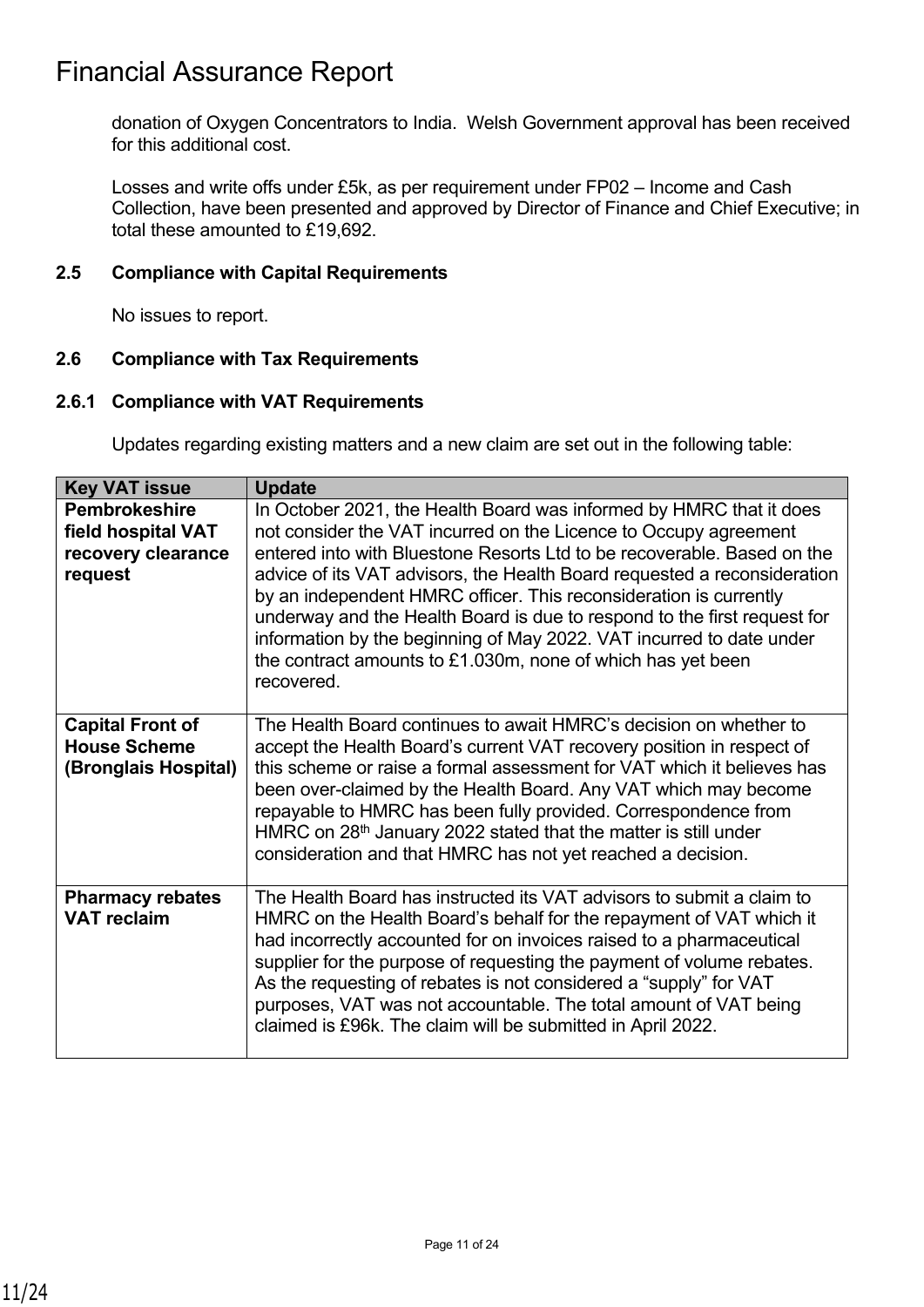donation of Oxygen Concentrators to India. Welsh Government approval has been received for this additional cost.

Losses and write offs under £5k, as per requirement under FP02 – Income and Cash Collection, have been presented and approved by Director of Finance and Chief Executive; in total these amounted to £19,692.

### 2.5 Compliance with Capital Requirements

No issues to report.

### 2.6 Compliance with Tax Requirements

#### 2.6.1 Compliance with VAT Requirements

Updates regarding existing matters and a new claim are set out in the following table:

| Key VAT issue | Update |
|---|---|
| **Pembrokeshire field hospital VAT recovery clearance request** | In October 2021, the Health Board was informed by HMRC that it does not consider the VAT incurred on the Licence to Occupy agreement entered into with Bluestone Resorts Ltd to be recoverable. Based on the advice of its VAT advisors, the Health Board requested a reconsideration by an independent HMRC officer. This reconsideration is currently underway and the Health Board is due to respond to the first request for information by the beginning of May 2022. VAT incurred to date under the contract amounts to £1.030m, none of which has yet been recovered. |
| **Capital Front of House Scheme (Bronglais Hospital)** | The Health Board continues to await HMRC's decision on whether to accept the Health Board's current VAT recovery position in respect of this scheme or raise a formal assessment for VAT which it believes has been over-claimed by the Health Board. Any VAT which may become repayable to HMRC has been fully provided. Correspondence from HMRC on 28th January 2022 stated that the matter is still under consideration and that HMRC has not yet reached a decision. |
| **Pharmacy rebates VAT reclaim** | The Health Board has instructed its VAT advisors to submit a claim to HMRC on the Health Board's behalf for the repayment of VAT which it had incorrectly accounted for on invoices raised to a pharmaceutical supplier for the purpose of requesting the payment of volume rebates. As the requesting of rebates is not considered a "supply" for VAT purposes, VAT was not accountable. The total amount of VAT being claimed is £96k. The claim will be submitted in April 2022. |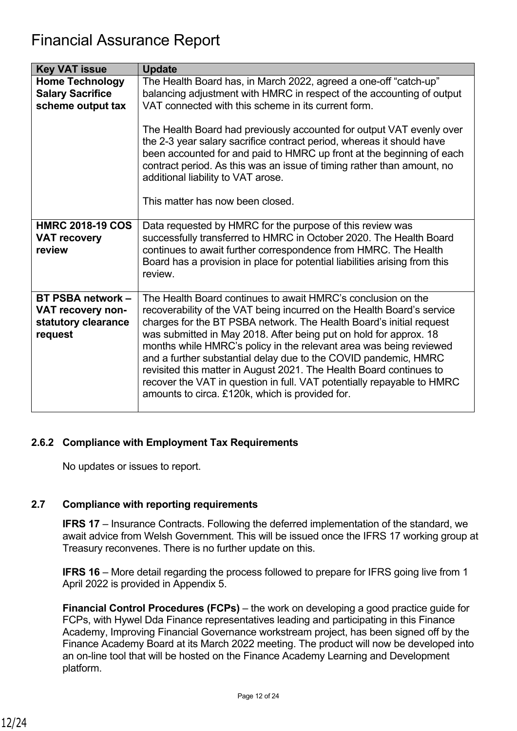# Financial Assurance Report

| Key VAT issue | Update |
|---|---|
| **Home Technology Salary Sacrifice scheme output tax** | The Health Board has, in March 2022, agreed a one-off "catch-up" balancing adjustment with HMRC in respect of the accounting of output VAT connected with this scheme in its current form.<br><br>The Health Board had previously accounted for output VAT evenly over the 2-3 year salary sacrifice contract period, whereas it should have been accounted for and paid to HMRC up front at the beginning of each contract period. As this was an issue of timing rather than amount, no additional liability to VAT arose.<br><br>This matter has now been closed. |
| **HMRC 2018-19 COS VAT recovery review** | Data requested by HMRC for the purpose of this review was successfully transferred to HMRC in October 2020. The Health Board continues to await further correspondence from HMRC. The Health Board has a provision in place for potential liabilities arising from this review. |
| **BT PSBA network – VAT recovery non-statutory clearance request** | The Health Board continues to await HMRC's conclusion on the recoverability of the VAT being incurred on the Health Board's service charges for the BT PSBA network. The Health Board's initial request was submitted in May 2018. After being put on hold for approx. 18 months while HMRC's policy in the relevant area was being reviewed and a further substantial delay due to the COVID pandemic, HMRC revisited this matter in August 2021. The Health Board continues to recover the VAT in question in full. VAT potentially repayable to HMRC amounts to circa. £120k, which is provided for. |

### 2.6.2 Compliance with Employment Tax Requirements

No updates or issues to report.

## 2.7 Compliance with reporting requirements

**IFRS 17** – Insurance Contracts. Following the deferred implementation of the standard, we await advice from Welsh Government. This will be issued once the IFRS 17 working group at Treasury reconvenes. There is no further update on this.

**IFRS 16** – More detail regarding the process followed to prepare for IFRS going live from 1 April 2022 is provided in Appendix 5.

**Financial Control Procedures (FCPs)** – the work on developing a good practice guide for FCPs, with Hywel Dda Finance representatives leading and participating in this Finance Academy, Improving Financial Governance workstream project, has been signed off by the Finance Academy Board at its March 2022 meeting. The product will now be developed into an on-line tool that will be hosted on the Finance Academy Learning and Development platform.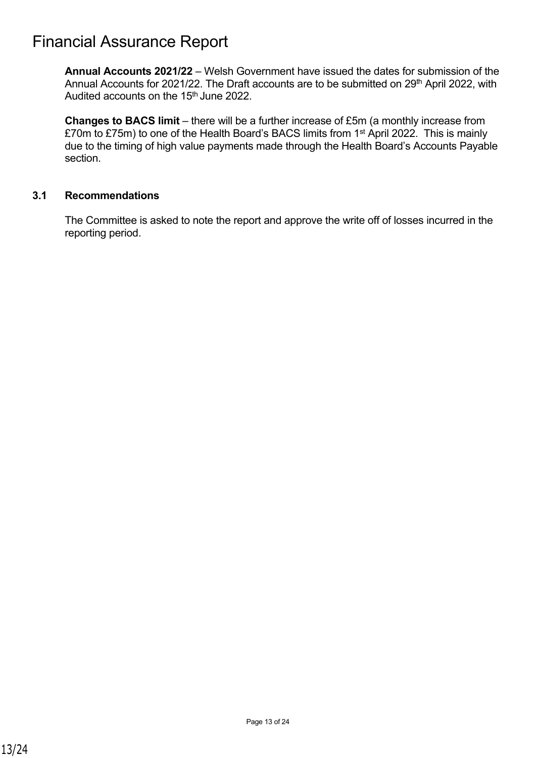# Financial Assurance Report

**Annual Accounts 2021/22** – Welsh Government have issued the dates for submission of the Annual Accounts for 2021/22. The Draft accounts are to be submitted on 29th April 2022, with Audited accounts on the 15th June 2022.

**Changes to BACS limit** – there will be a further increase of £5m (a monthly increase from £70m to £75m) to one of the Health Board's BACS limits from 1st April 2022. This is mainly due to the timing of high value payments made through the Health Board's Accounts Payable section.

### 3.1 Recommendations

The Committee is asked to note the report and approve the write off of losses incurred in the reporting period.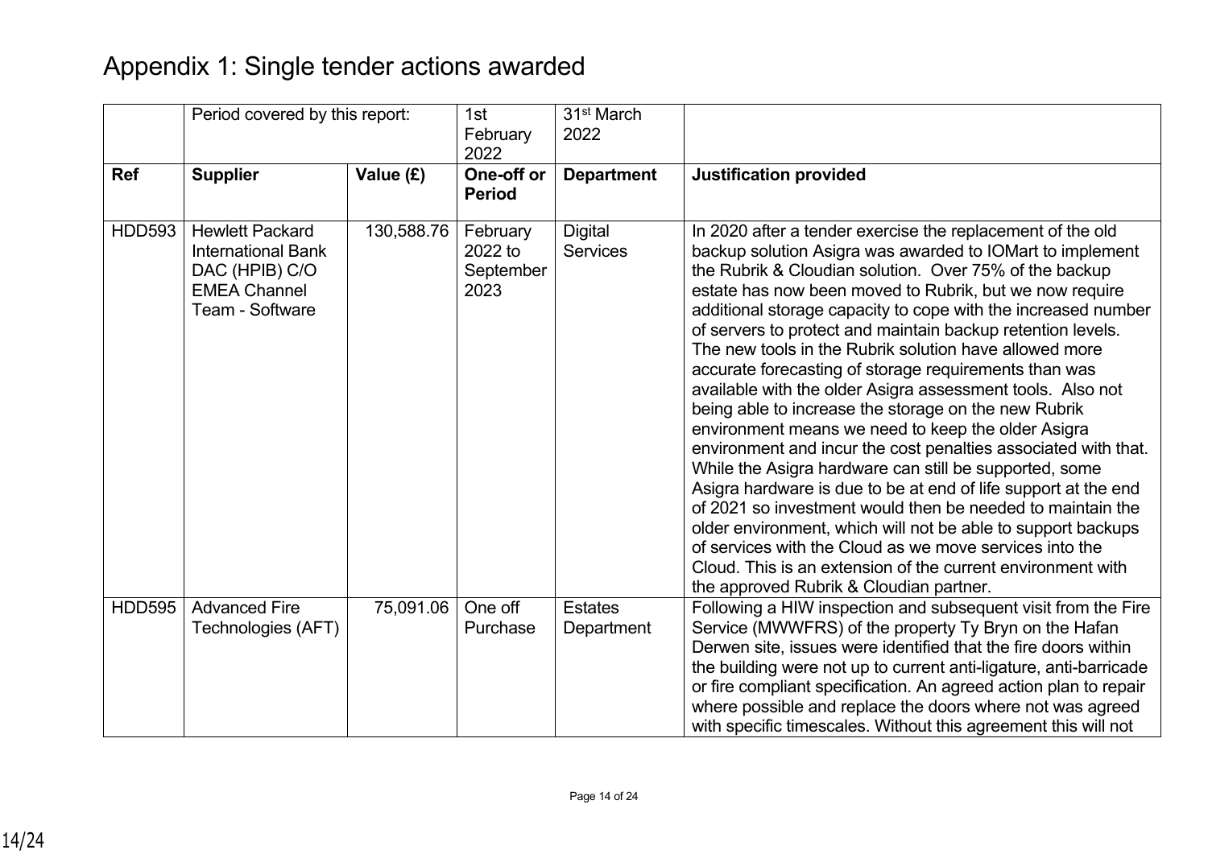# Appendix 1: Single tender actions awarded

| | Period covered by this report: | | 1st February 2022 | 31st March 2022 | |
|---|---|---|---|---|---|
| **Ref** | **Supplier** | **Value (£)** | **One-off or Period** | **Department** | **Justification provided** |
| HDD593 | Hewlett Packard International Bank DAC (HPIB) C/O EMEA Channel Team - Software | 130,588.76 | February 2022 to September 2023 | Digital Services | In 2020 after a tender exercise the replacement of the old backup solution Asigra was awarded to IOMart to implement the Rubrik & Cloudian solution. Over 75% of the backup estate has now been moved to Rubrik, but we now require additional storage capacity to cope with the increased number of servers to protect and maintain backup retention levels. The new tools in the Rubrik solution have allowed more accurate forecasting of storage requirements than was available with the older Asigra assessment tools. Also not being able to increase the storage on the new Rubrik environment means we need to keep the older Asigra environment and incur the cost penalties associated with that. While the Asigra hardware can still be supported, some Asigra hardware is due to be at end of life support at the end of 2021 so investment would then be needed to maintain the older environment, which will not be able to support backups of services with the Cloud as we move services into the Cloud. This is an extension of the current environment with the approved Rubrik & Cloudian partner. |
| HDD595 | Advanced Fire Technologies (AFT) | 75,091.06 | One off Purchase | Estates Department | Following a HIW inspection and subsequent visit from the Fire Service (MWWFRS) of the property Ty Bryn on the Hafan Derwen site, issues were identified that the fire doors within the building were not up to current anti-ligature, anti-barricade or fire compliant specification. An agreed action plan to repair where possible and replace the doors where not was agreed with specific timescales. Without this agreement this will not |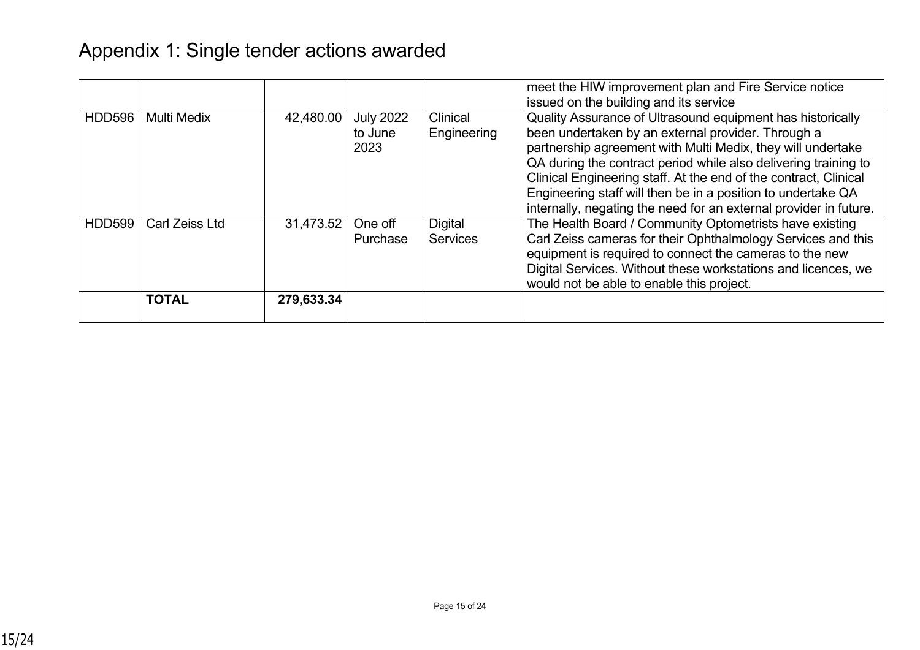# Appendix 1: Single tender actions awarded

| | | | | | |
|---|---|---|---|---|---|
| | | | | | meet the HIW improvement plan and Fire Service notice issued on the building and its service |
| HDD596 | Multi Medix | 42,480.00 | July 2022 to June 2023 | Clinical Engineering | Quality Assurance of Ultrasound equipment has historically been undertaken by an external provider. Through a partnership agreement with Multi Medix, they will undertake QA during the contract period while also delivering training to Clinical Engineering staff. At the end of the contract, Clinical Engineering staff will then be in a position to undertake QA internally, negating the need for an external provider in future. |
| HDD599 | Carl Zeiss Ltd | 31,473.52 | One off Purchase | Digital Services | The Health Board / Community Optometrists have existing Carl Zeiss cameras for their Ophthalmology Services and this equipment is required to connect the cameras to the new Digital Services. Without these workstations and licences, we would not be able to enable this project. |
| | **TOTAL** | **279,633.34** | | | |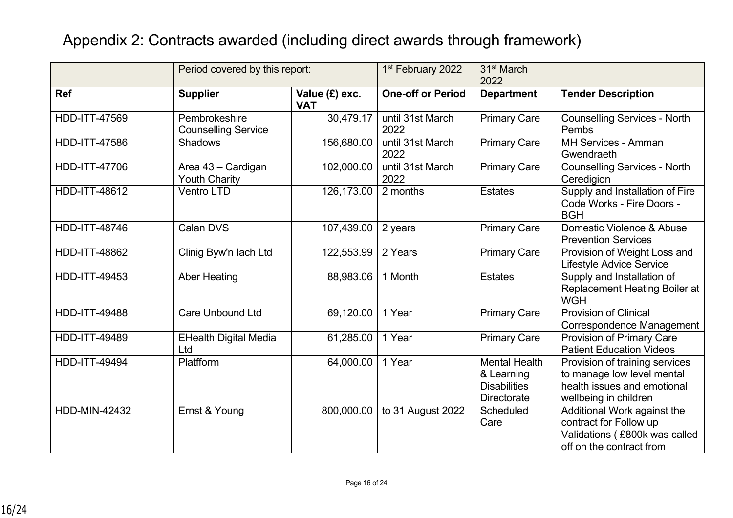# Appendix 2: Contracts awarded (including direct awards through framework)

| | Period covered by this report: | | 1st February 2022 | 31st March 2022 | |
|---|---|---|---|---|---|
| **Ref** | **Supplier** | **Value (£) exc. VAT** | **One-off or Period** | **Department** | **Tender Description** |
| HDD-ITT-47569 | Pembrokeshire Counselling Service | 30,479.17 | until 31st March 2022 | Primary Care | Counselling Services - North Pembs |
| HDD-ITT-47586 | Shadows | 156,680.00 | until 31st March 2022 | Primary Care | MH Services - Amman Gwendraeth |
| HDD-ITT-47706 | Area 43 – Cardigan Youth Charity | 102,000.00 | until 31st March 2022 | Primary Care | Counselling Services - North Ceredigion |
| HDD-ITT-48612 | Ventro LTD | 126,173.00 | 2 months | Estates | Supply and Installation of Fire Code Works - Fire Doors - BGH |
| HDD-ITT-48746 | Calan DVS | 107,439.00 | 2 years | Primary Care | Domestic Violence & Abuse Prevention Services |
| HDD-ITT-48862 | Clinig Byw'n Iach Ltd | 122,553.99 | 2 Years | Primary Care | Provision of Weight Loss and Lifestyle Advice Service |
| HDD-ITT-49453 | Aber Heating | 88,983.06 | 1 Month | Estates | Supply and Installation of Replacement Heating Boiler at WGH |
| HDD-ITT-49488 | Care Unbound Ltd | 69,120.00 | 1 Year | Primary Care | Provision of Clinical Correspondence Management |
| HDD-ITT-49489 | EHealth Digital Media Ltd | 61,285.00 | 1 Year | Primary Care | Provision of Primary Care Patient Education Videos |
| HDD-ITT-49494 | Platfform | 64,000.00 | 1 Year | Mental Health & Learning Disabilities Directorate | Provision of training services to manage low level mental health issues and emotional wellbeing in children |
| HDD-MIN-42432 | Ernst & Young | 800,000.00 | to 31 August 2022 | Scheduled Care | Additional Work against the contract for Follow up Validations ( £800k was called off on the contract from |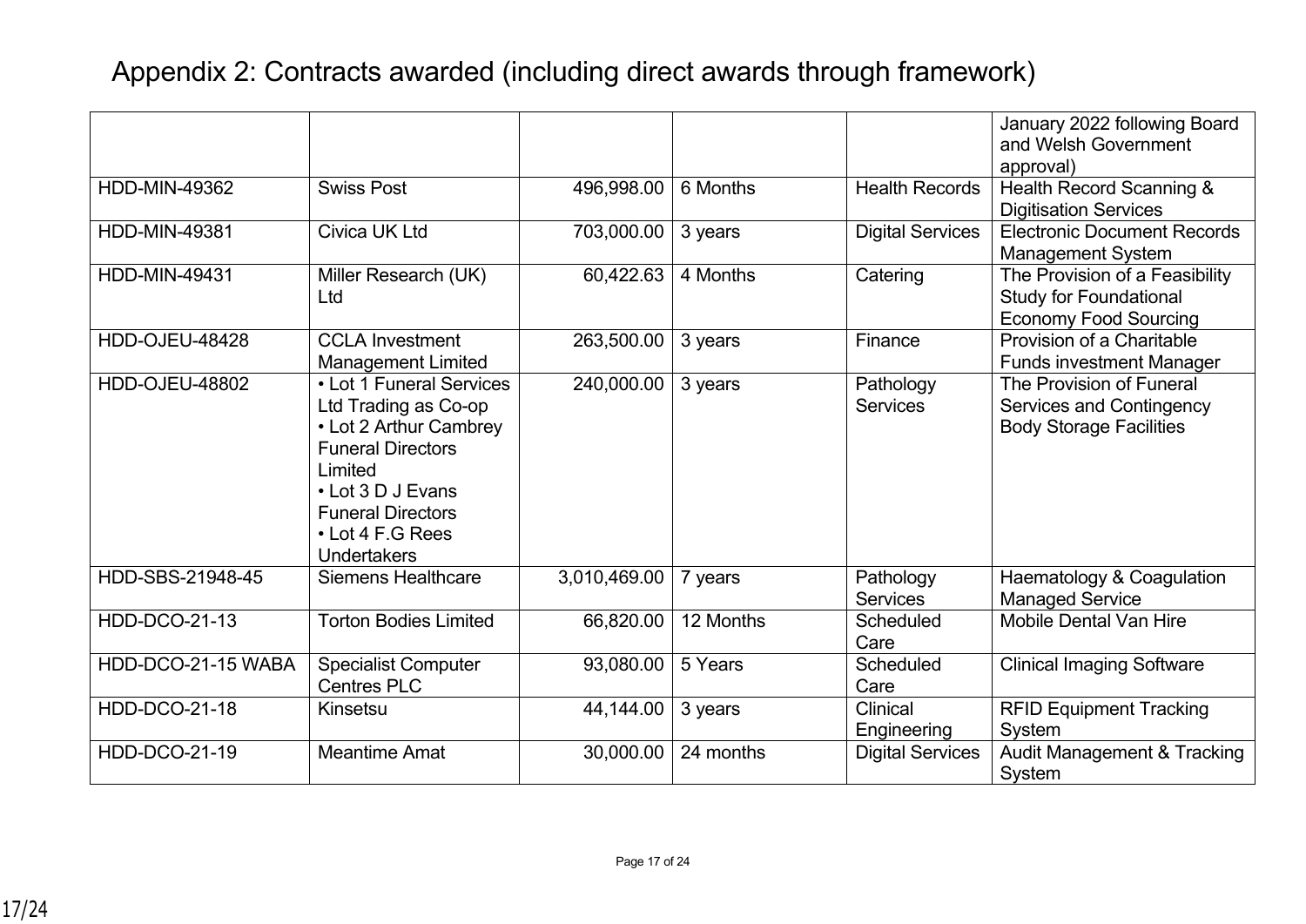# Appendix 2: Contracts awarded (including direct awards through framework)

| | | | | | |
|---|---|---|---|---|---|
| | | | | | January 2022 following Board and Welsh Government approval) |
| HDD-MIN-49362 | Swiss Post | 496,998.00 | 6 Months | Health Records | Health Record Scanning & Digitisation Services |
| HDD-MIN-49381 | Civica UK Ltd | 703,000.00 | 3 years | Digital Services | Electronic Document Records Management System |
| HDD-MIN-49431 | Miller Research (UK) Ltd | 60,422.63 | 4 Months | Catering | The Provision of a Feasibility Study for Foundational Economy Food Sourcing |
| HDD-OJEU-48428 | CCLA Investment Management Limited | 263,500.00 | 3 years | Finance | Provision of a Charitable Funds investment Manager |
| HDD-OJEU-48802 | • Lot 1 Funeral Services Ltd Trading as Co-op<br>• Lot 2 Arthur Cambrey Funeral Directors Limited<br>• Lot 3 D J Evans Funeral Directors<br>• Lot 4 F.G Rees Undertakers | 240,000.00 | 3 years | Pathology Services | The Provision of Funeral Services and Contingency Body Storage Facilities |
| HDD-SBS-21948-45 | Siemens Healthcare | 3,010,469.00 | 7 years | Pathology Services | Haematology & Coagulation Managed Service |
| HDD-DCO-21-13 | Torton Bodies Limited | 66,820.00 | 12 Months | Scheduled Care | Mobile Dental Van Hire |
| HDD-DCO-21-15 WABA | Specialist Computer Centres PLC | 93,080.00 | 5 Years | Scheduled Care | Clinical Imaging Software |
| HDD-DCO-21-18 | Kinsetsu | 44,144.00 | 3 years | Clinical Engineering | RFID Equipment Tracking System |
| HDD-DCO-21-19 | Meantime Amat | 30,000.00 | 24 months | Digital Services | Audit Management & Tracking System |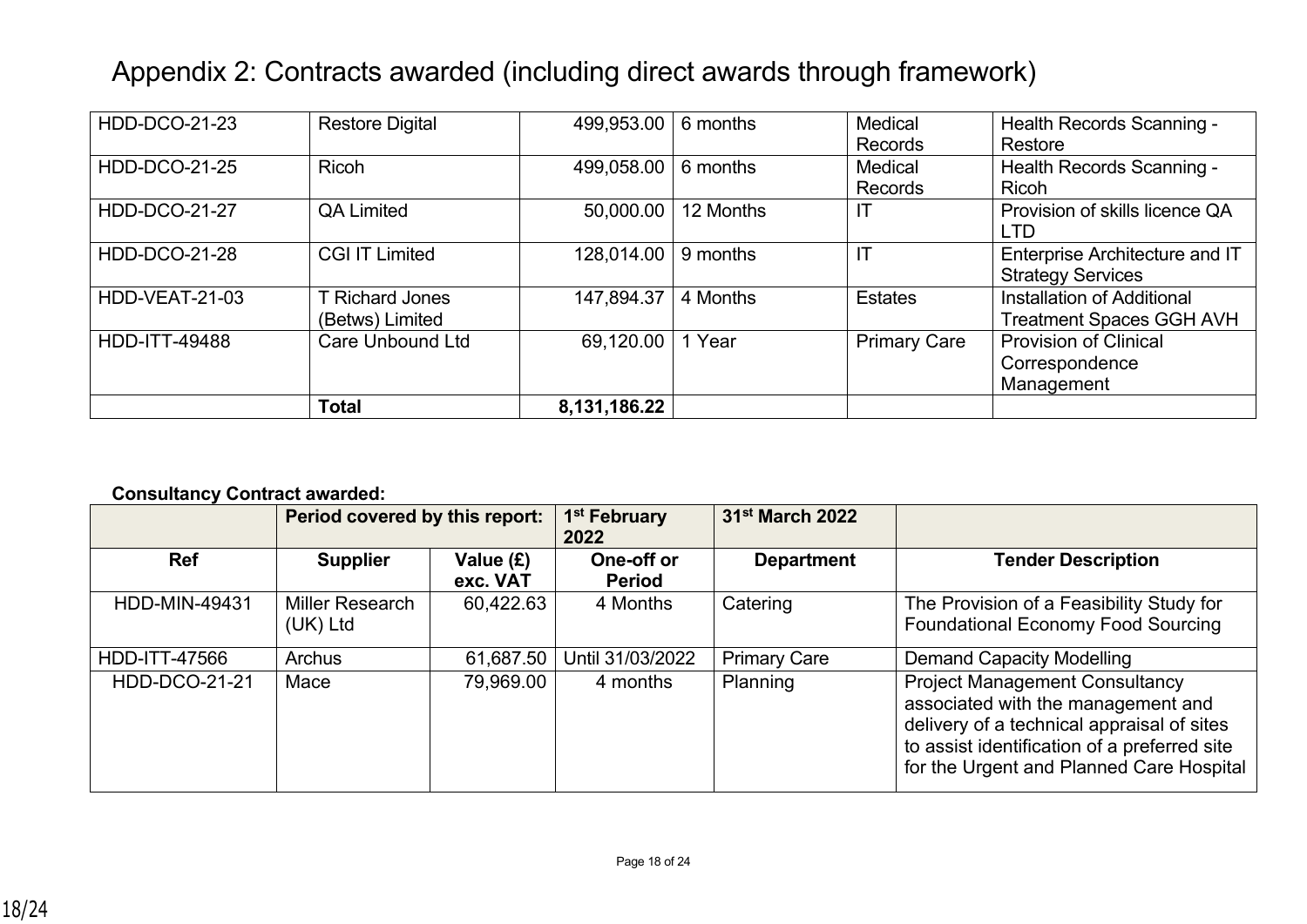# Appendix 2: Contracts awarded (including direct awards through framework)

| | | | | | |
|---|---|---|---|---|---|
| HDD-DCO-21-23 | Restore Digital | 499,953.00 | 6 months | Medical Records | Health Records Scanning - Restore |
| HDD-DCO-21-25 | Ricoh | 499,058.00 | 6 months | Medical Records | Health Records Scanning - Ricoh |
| HDD-DCO-21-27 | QA Limited | 50,000.00 | 12 Months | IT | Provision of skills licence QA LTD |
| HDD-DCO-21-28 | CGI IT Limited | 128,014.00 | 9 months | IT | Enterprise Architecture and IT Strategy Services |
| HDD-VEAT-21-03 | T Richard Jones (Betws) Limited | 147,894.37 | 4 Months | Estates | Installation of Additional Treatment Spaces GGH AVH |
| HDD-ITT-49488 | Care Unbound Ltd | 69,120.00 | 1 Year | Primary Care | Provision of Clinical Correspondence Management |
| | **Total** | **8,131,186.22** | | | |

**Consultancy Contract awarded:**

| | **Period covered by this report:** | | **1st February 2022** | **31st March 2022** | |
|---|---|---|---|---|---|
| **Ref** | **Supplier** | **Value (£) exc. VAT** | **One-off or Period** | **Department** | **Tender Description** |
| HDD-MIN-49431 | Miller Research (UK) Ltd | 60,422.63 | 4 Months | Catering | The Provision of a Feasibility Study for Foundational Economy Food Sourcing |
| HDD-ITT-47566 | Archus | 61,687.50 | Until 31/03/2022 | Primary Care | Demand Capacity Modelling |
| HDD-DCO-21-21 | Mace | 79,969.00 | 4 months | Planning | Project Management Consultancy associated with the management and delivery of a technical appraisal of sites to assist identification of a preferred site for the Urgent and Planned Care Hospital |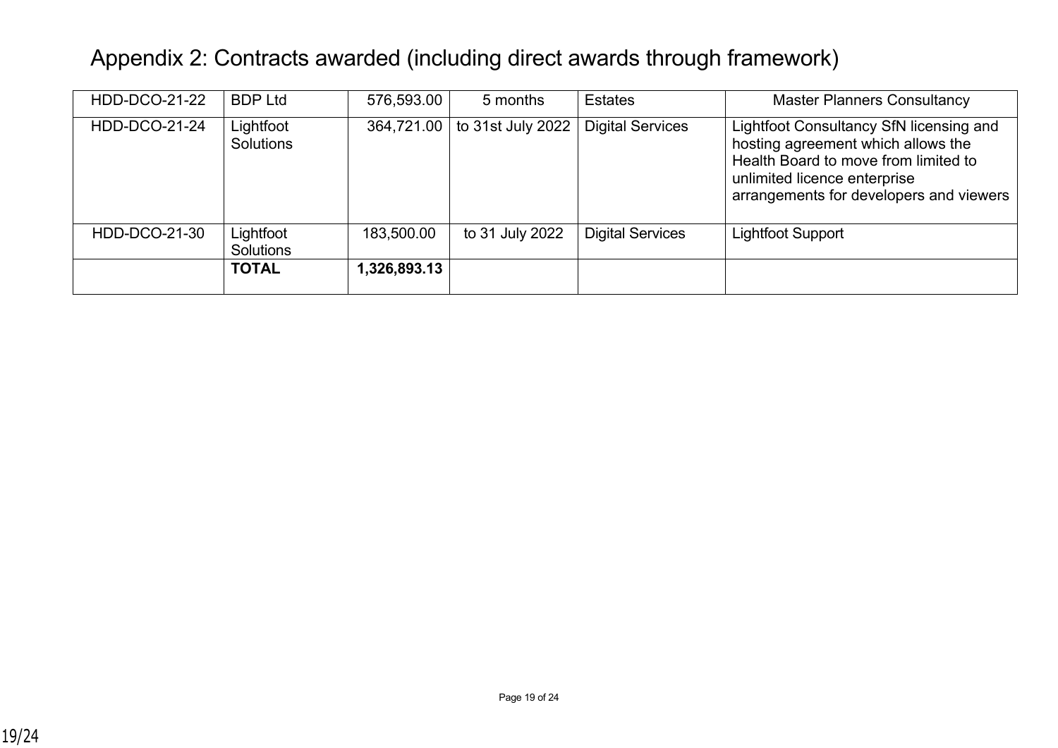# Appendix 2: Contracts awarded (including direct awards through framework)

| | | | | | |
|---|---|---|---|---|---|
| HDD-DCO-21-22 | BDP Ltd | 576,593.00 | 5 months | Estates | Master Planners Consultancy |
| HDD-DCO-21-24 | Lightfoot Solutions | 364,721.00 | to 31st July 2022 | Digital Services | Lightfoot Consultancy SfN licensing and hosting agreement which allows the Health Board to move from limited to unlimited licence enterprise arrangements for developers and viewers |
| HDD-DCO-21-30 | Lightfoot Solutions | 183,500.00 | to 31 July 2022 | Digital Services | Lightfoot Support |
| | **TOTAL** | **1,326,893.13** | | | |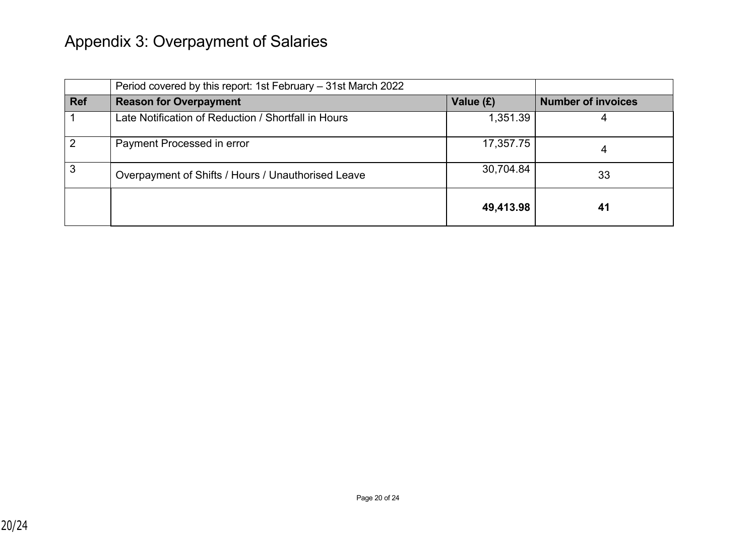# Appendix 3: Overpayment of Salaries

| | Period covered by this report: 1st February – 31st March 2022 | | |
|---|---|---|---|
| **Ref** | **Reason for Overpayment** | **Value (£)** | **Number of invoices** |
| 1 | Late Notification of Reduction / Shortfall in Hours | 1,351.39 | 4 |
| 2 | Payment Processed in error | 17,357.75 | 4 |
| 3 | Overpayment of Shifts / Hours / Unauthorised Leave | 30,704.84 | 33 |
| | | **49,413.98** | **41** |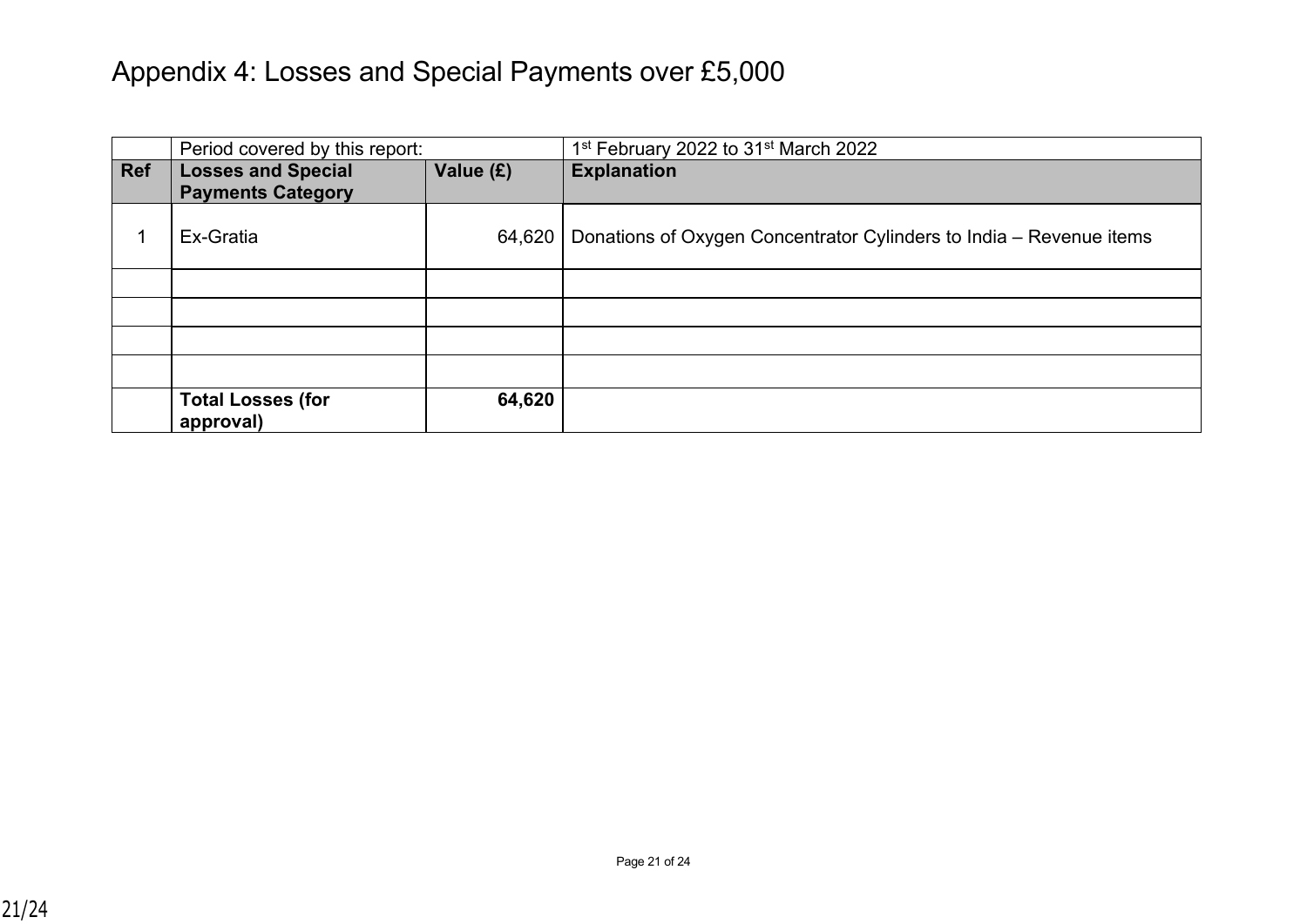# Appendix 4: Losses and Special Payments over £5,000

| | Period covered by this report: | | 1st February 2022 to 31st March 2022 |
|---|---|---|---|
| **Ref** | **Losses and Special Payments Category** | **Value (£)** | **Explanation** |
| 1 | Ex-Gratia | 64,620 | Donations of Oxygen Concentrator Cylinders to India – Revenue items |
| | | | |
| | | | |
| | | | |
| | | | |
| | **Total Losses (for approval)** | **64,620** | |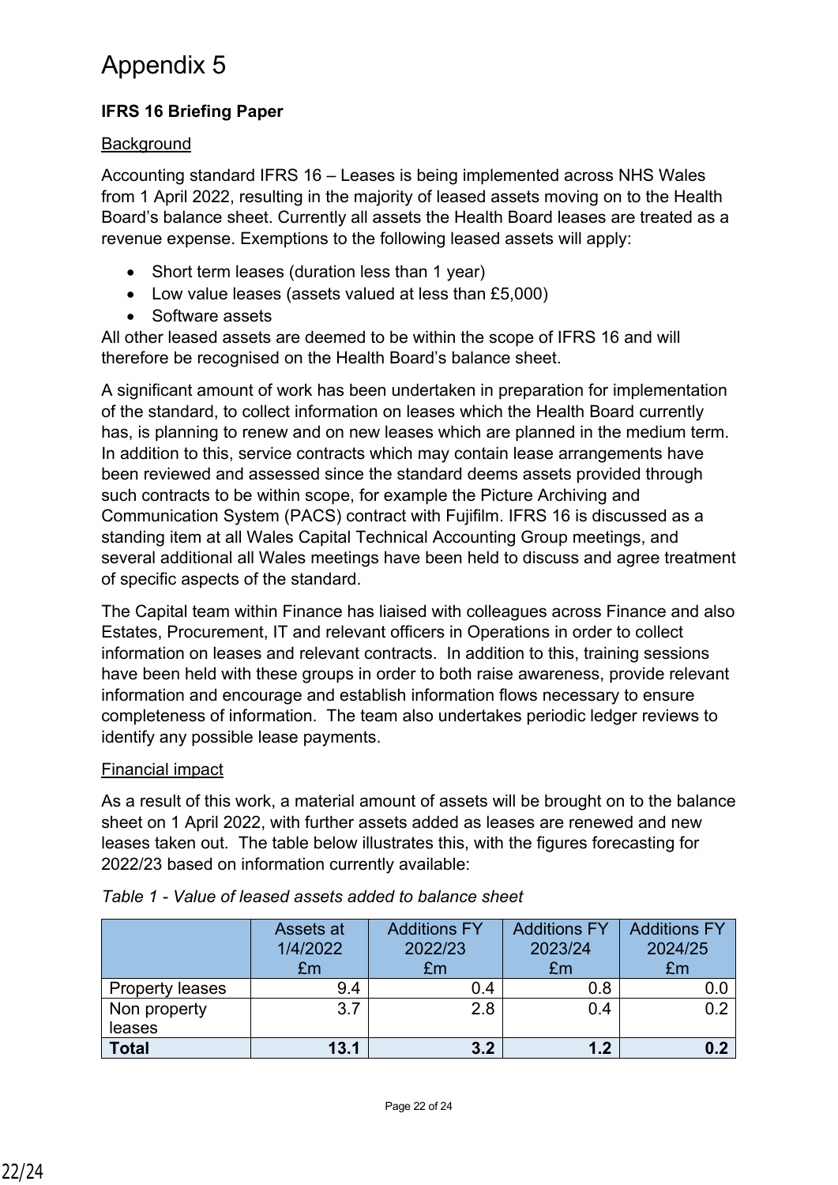# Appendix 5

**IFRS 16 Briefing Paper**

Background

Accounting standard IFRS 16 – Leases is being implemented across NHS Wales from 1 April 2022, resulting in the majority of leased assets moving on to the Health Board's balance sheet. Currently all assets the Health Board leases are treated as a revenue expense. Exemptions to the following leased assets will apply:

- Short term leases (duration less than 1 year)
- Low value leases (assets valued at less than £5,000)
- Software assets

All other leased assets are deemed to be within the scope of IFRS 16 and will therefore be recognised on the Health Board's balance sheet.

A significant amount of work has been undertaken in preparation for implementation of the standard, to collect information on leases which the Health Board currently has, is planning to renew and on new leases which are planned in the medium term. In addition to this, service contracts which may contain lease arrangements have been reviewed and assessed since the standard deems assets provided through such contracts to be within scope, for example the Picture Archiving and Communication System (PACS) contract with Fujifilm. IFRS 16 is discussed as a standing item at all Wales Capital Technical Accounting Group meetings, and several additional all Wales meetings have been held to discuss and agree treatment of specific aspects of the standard.

The Capital team within Finance has liaised with colleagues across Finance and also Estates, Procurement, IT and relevant officers in Operations in order to collect information on leases and relevant contracts. In addition to this, training sessions have been held with these groups in order to both raise awareness, provide relevant information and encourage and establish information flows necessary to ensure completeness of information. The team also undertakes periodic ledger reviews to identify any possible lease payments.

Financial impact

As a result of this work, a material amount of assets will be brought on to the balance sheet on 1 April 2022, with further assets added as leases are renewed and new leases taken out. The table below illustrates this, with the figures forecasting for 2022/23 based on information currently available:

*Table 1 - Value of leased assets added to balance sheet*

| | Assets at 1/4/2022 £m | Additions FY 2022/23 £m | Additions FY 2023/24 £m | Additions FY 2024/25 £m |
|---|---|---|---|---|
| Property leases | 9.4 | 0.4 | 0.8 | 0.0 |
| Non property leases | 3.7 | 2.8 | 0.4 | 0.2 |
| **Total** | **13.1** | **3.2** | **1.2** | **0.2** |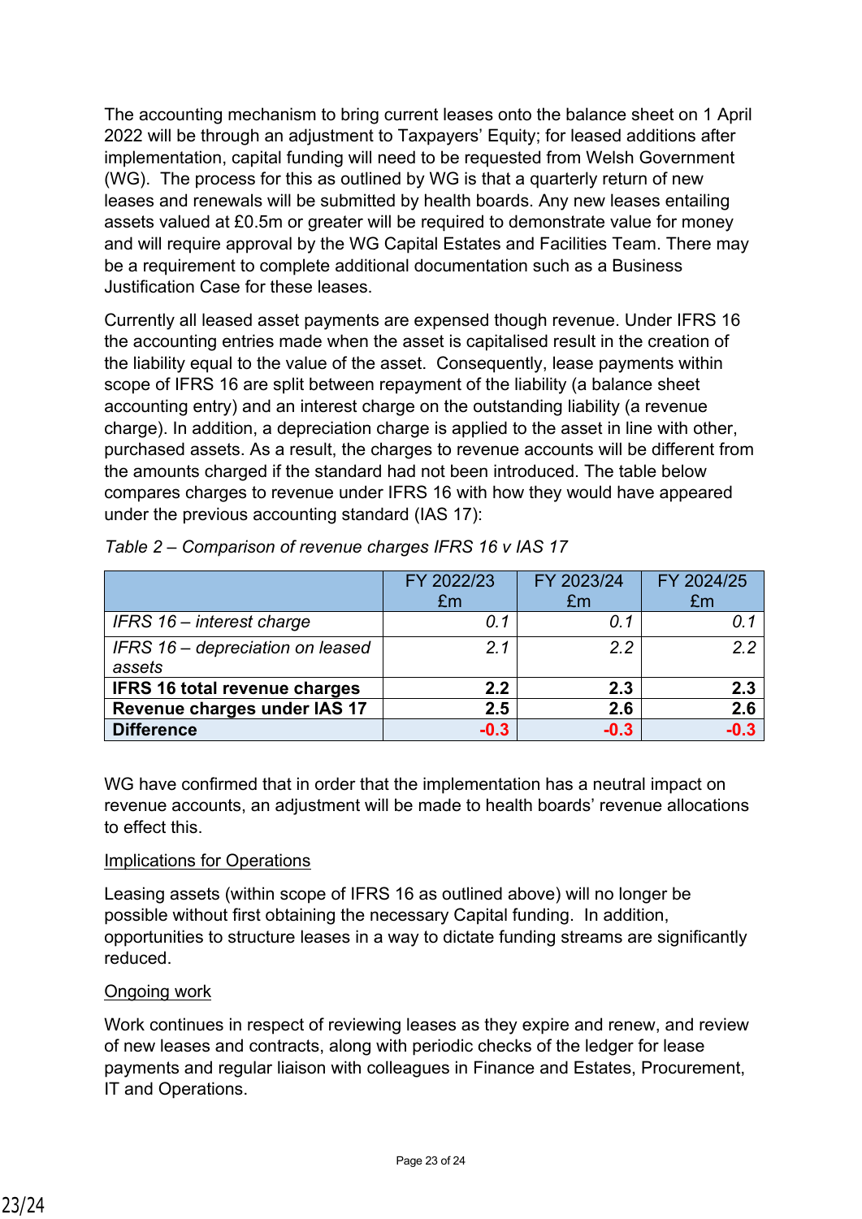The accounting mechanism to bring current leases onto the balance sheet on 1 April 2022 will be through an adjustment to Taxpayers' Equity; for leased additions after implementation, capital funding will need to be requested from Welsh Government (WG). The process for this as outlined by WG is that a quarterly return of new leases and renewals will be submitted by health boards. Any new leases entailing assets valued at £0.5m or greater will be required to demonstrate value for money and will require approval by the WG Capital Estates and Facilities Team. There may be a requirement to complete additional documentation such as a Business Justification Case for these leases.

Currently all leased asset payments are expensed though revenue. Under IFRS 16 the accounting entries made when the asset is capitalised result in the creation of the liability equal to the value of the asset. Consequently, lease payments within scope of IFRS 16 are split between repayment of the liability (a balance sheet accounting entry) and an interest charge on the outstanding liability (a revenue charge). In addition, a depreciation charge is applied to the asset in line with other, purchased assets. As a result, the charges to revenue accounts will be different from the amounts charged if the standard had not been introduced. The table below compares charges to revenue under IFRS 16 with how they would have appeared under the previous accounting standard (IAS 17):

*Table 2 – Comparison of revenue charges IFRS 16 v IAS 17*

| | FY 2022/23 £m | FY 2023/24 £m | FY 2024/25 £m |
|---|---|---|---|
| *IFRS 16 – interest charge* | *0.1* | *0.1* | *0.1* |
| *IFRS 16 – depreciation on leased assets* | *2.1* | *2.2* | *2.2* |
| **IFRS 16 total revenue charges** | **2.2** | **2.3** | **2.3** |
| **Revenue charges under IAS 17** | **2.5** | **2.6** | **2.6** |
| **Difference** | **-0.3** | **-0.3** | **-0.3** |

WG have confirmed that in order that the implementation has a neutral impact on revenue accounts, an adjustment will be made to health boards' revenue allocations to effect this.

Implications for Operations

Leasing assets (within scope of IFRS 16 as outlined above) will no longer be possible without first obtaining the necessary Capital funding. In addition, opportunities to structure leases in a way to dictate funding streams are significantly reduced.

Ongoing work

Work continues in respect of reviewing leases as they expire and renew, and review of new leases and contracts, along with periodic checks of the ledger for lease payments and regular liaison with colleagues in Finance and Estates, Procurement, IT and Operations.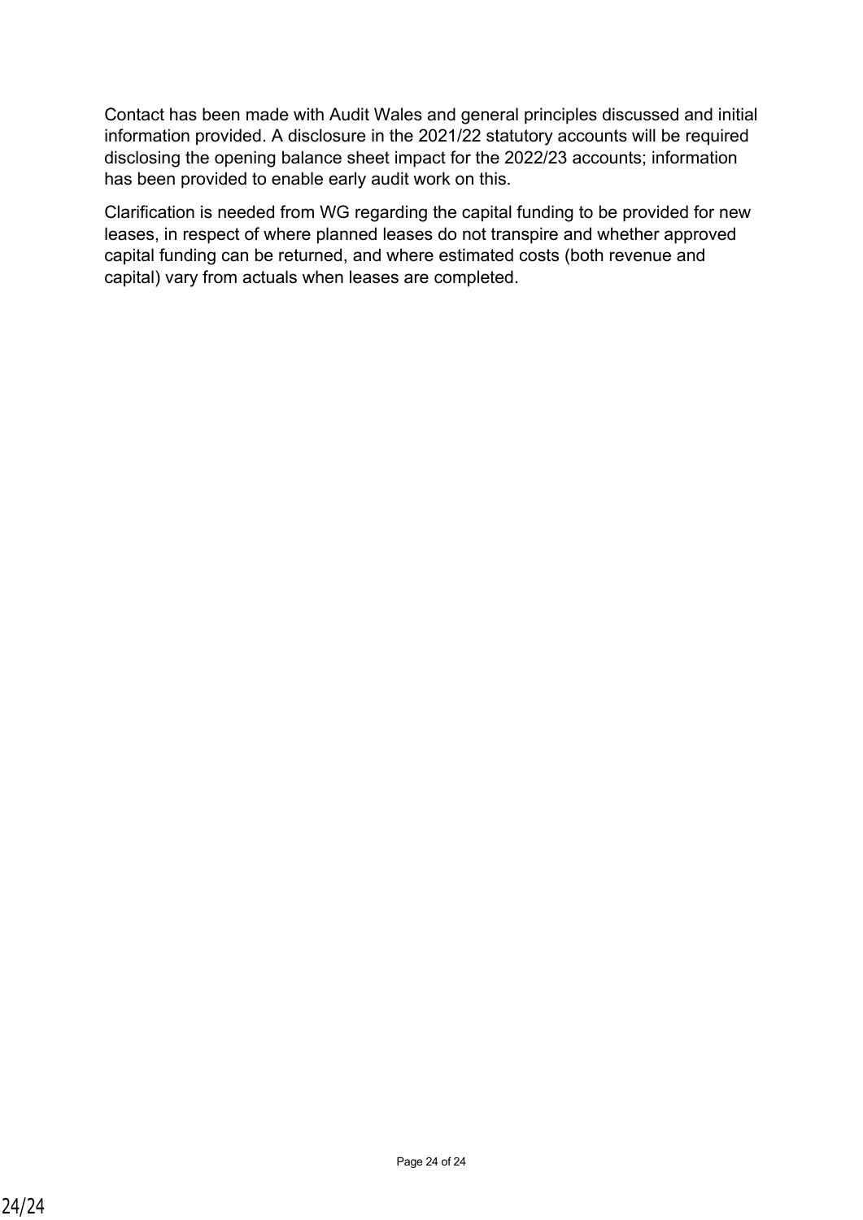Contact has been made with Audit Wales and general principles discussed and initial information provided. A disclosure in the 2021/22 statutory accounts will be required disclosing the opening balance sheet impact for the 2022/23 accounts; information has been provided to enable early audit work on this.

Clarification is needed from WG regarding the capital funding to be provided for new leases, in respect of where planned leases do not transpire and whether approved capital funding can be returned, and where estimated costs (both revenue and capital) vary from actuals when leases are completed.